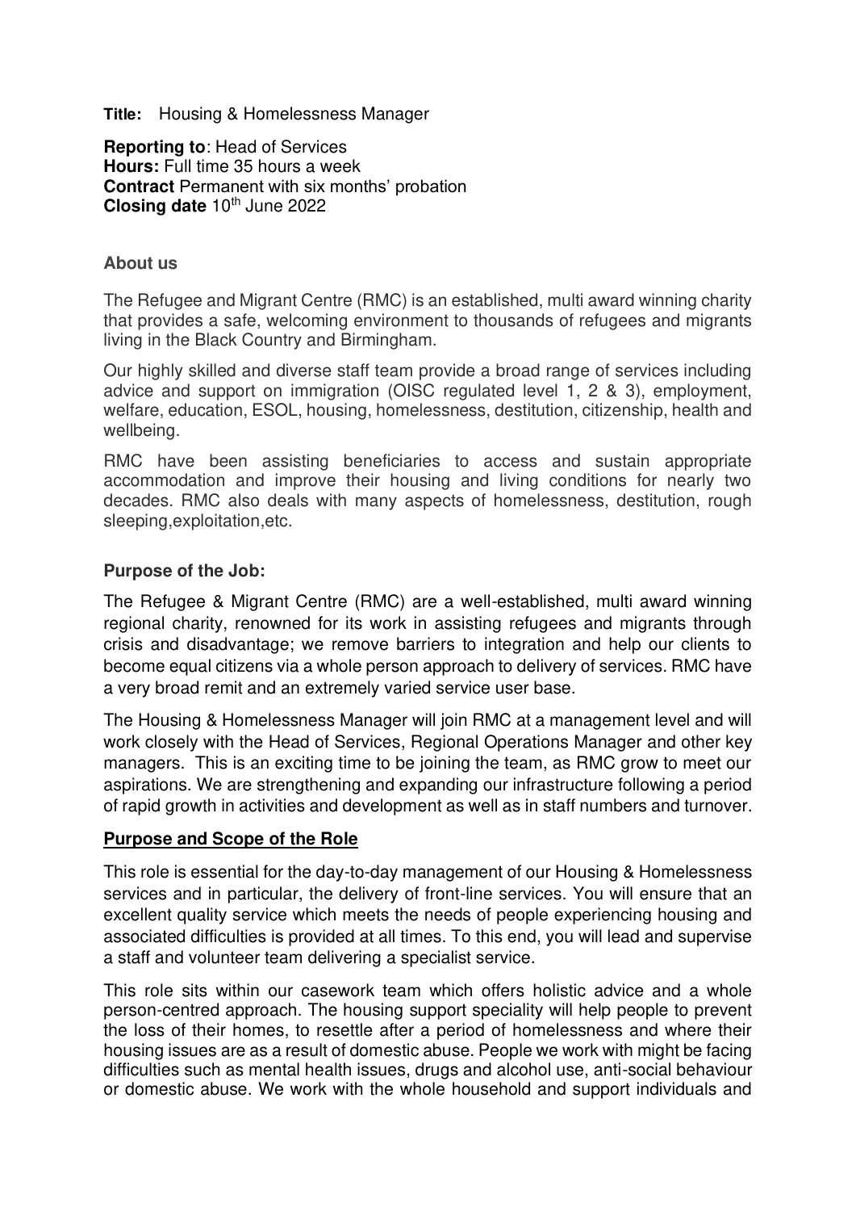**Title:** Housing & Homelessness Manager

**Reporting to**: Head of Services
**Hours:** Full time 35 hours a week
**Contract** Permanent with six months' probation
**Closing date** 10th June 2022

**About us**

The Refugee and Migrant Centre (RMC) is an established, multi award winning charity that provides a safe, welcoming environment to thousands of refugees and migrants living in the Black Country and Birmingham.

Our highly skilled and diverse staff team provide a broad range of services including advice and support on immigration (OISC regulated level 1, 2 & 3), employment, welfare, education, ESOL, housing, homelessness, destitution, citizenship, health and wellbeing.

RMC have been assisting beneficiaries to access and sustain appropriate accommodation and improve their housing and living conditions for nearly two decades. RMC also deals with many aspects of homelessness, destitution, rough sleeping,exploitation,etc.

**Purpose of the Job:**

The Refugee & Migrant Centre (RMC) are a well-established, multi award winning regional charity, renowned for its work in assisting refugees and migrants through crisis and disadvantage; we remove barriers to integration and help our clients to become equal citizens via a whole person approach to delivery of services. RMC have a very broad remit and an extremely varied service user base.

The Housing & Homelessness Manager will join RMC at a management level and will work closely with the Head of Services, Regional Operations Manager and other key managers. This is an exciting time to be joining the team, as RMC grow to meet our aspirations. We are strengthening and expanding our infrastructure following a period of rapid growth in activities and development as well as in staff numbers and turnover.

**Purpose and Scope of the Role**

This role is essential for the day-to-day management of our Housing & Homelessness services and in particular, the delivery of front-line services. You will ensure that an excellent quality service which meets the needs of people experiencing housing and associated difficulties is provided at all times. To this end, you will lead and supervise a staff and volunteer team delivering a specialist service.

This role sits within our casework team which offers holistic advice and a whole person-centred approach. The housing support speciality will help people to prevent the loss of their homes, to resettle after a period of homelessness and where their housing issues are as a result of domestic abuse. People we work with might be facing difficulties such as mental health issues, drugs and alcohol use, anti-social behaviour or domestic abuse. We work with the whole household and support individuals and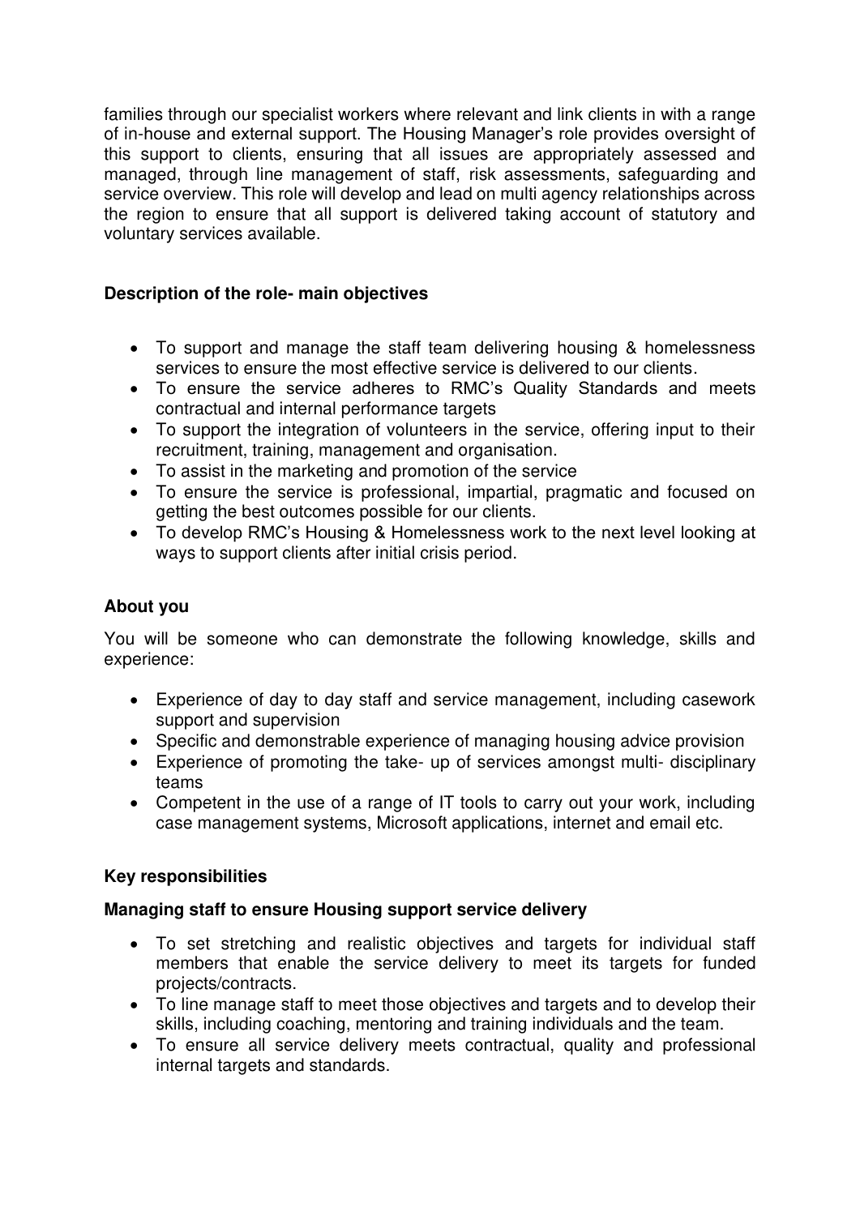families through our specialist workers where relevant and link clients in with a range of in-house and external support. The Housing Manager's role provides oversight of this support to clients, ensuring that all issues are appropriately assessed and managed, through line management of staff, risk assessments, safeguarding and service overview. This role will develop and lead on multi agency relationships across the region to ensure that all support is delivered taking account of statutory and voluntary services available.

**Description of the role- main objectives**

- To support and manage the staff team delivering housing & homelessness services to ensure the most effective service is delivered to our clients.
- To ensure the service adheres to RMC's Quality Standards and meets contractual and internal performance targets
- To support the integration of volunteers in the service, offering input to their recruitment, training, management and organisation.
- To assist in the marketing and promotion of the service
- To ensure the service is professional, impartial, pragmatic and focused on getting the best outcomes possible for our clients.
- To develop RMC's Housing & Homelessness work to the next level looking at ways to support clients after initial crisis period.

**About you**

You will be someone who can demonstrate the following knowledge, skills and experience:

- Experience of day to day staff and service management, including casework support and supervision
- Specific and demonstrable experience of managing housing advice provision
- Experience of promoting the take- up of services amongst multi- disciplinary teams
- Competent in the use of a range of IT tools to carry out your work, including case management systems, Microsoft applications, internet and email etc.

**Key responsibilities**

**Managing staff to ensure Housing support service delivery**

- To set stretching and realistic objectives and targets for individual staff members that enable the service delivery to meet its targets for funded projects/contracts.
- To line manage staff to meet those objectives and targets and to develop their skills, including coaching, mentoring and training individuals and the team.
- To ensure all service delivery meets contractual, quality and professional internal targets and standards.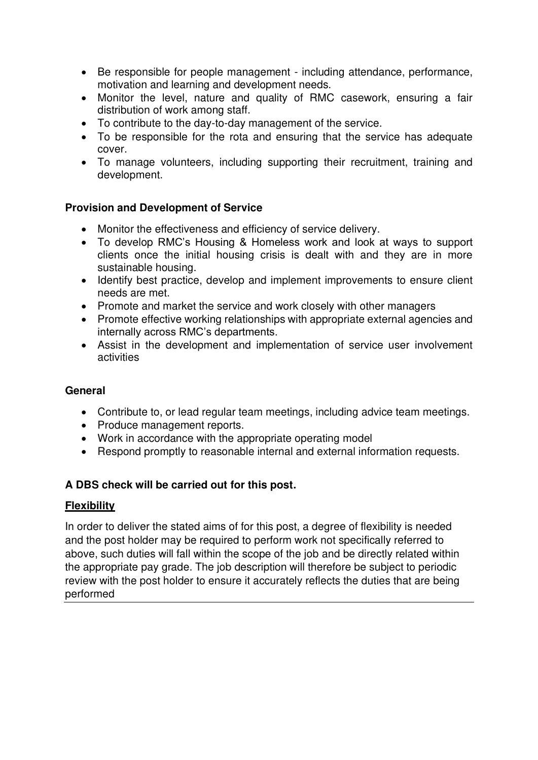- Be responsible for people management - including attendance, performance, motivation and learning and development needs.
- Monitor the level, nature and quality of RMC casework, ensuring a fair distribution of work among staff.
- To contribute to the day-to-day management of the service.
- To be responsible for the rota and ensuring that the service has adequate cover.
- To manage volunteers, including supporting their recruitment, training and development.

**Provision and Development of Service**

- Monitor the effectiveness and efficiency of service delivery.
- To develop RMC's Housing & Homeless work and look at ways to support clients once the initial housing crisis is dealt with and they are in more sustainable housing.
- Identify best practice, develop and implement improvements to ensure client needs are met.
- Promote and market the service and work closely with other managers
- Promote effective working relationships with appropriate external agencies and internally across RMC's departments.
- Assist in the development and implementation of service user involvement activities

**General**

- Contribute to, or lead regular team meetings, including advice team meetings.
- Produce management reports.
- Work in accordance with the appropriate operating model
- Respond promptly to reasonable internal and external information requests.

**A DBS check will be carried out for this post.**

**Flexibility**

In order to deliver the stated aims of for this post, a degree of flexibility is needed and the post holder may be required to perform work not specifically referred to above, such duties will fall within the scope of the job and be directly related within the appropriate pay grade. The job description will therefore be subject to periodic review with the post holder to ensure it accurately reflects the duties that are being performed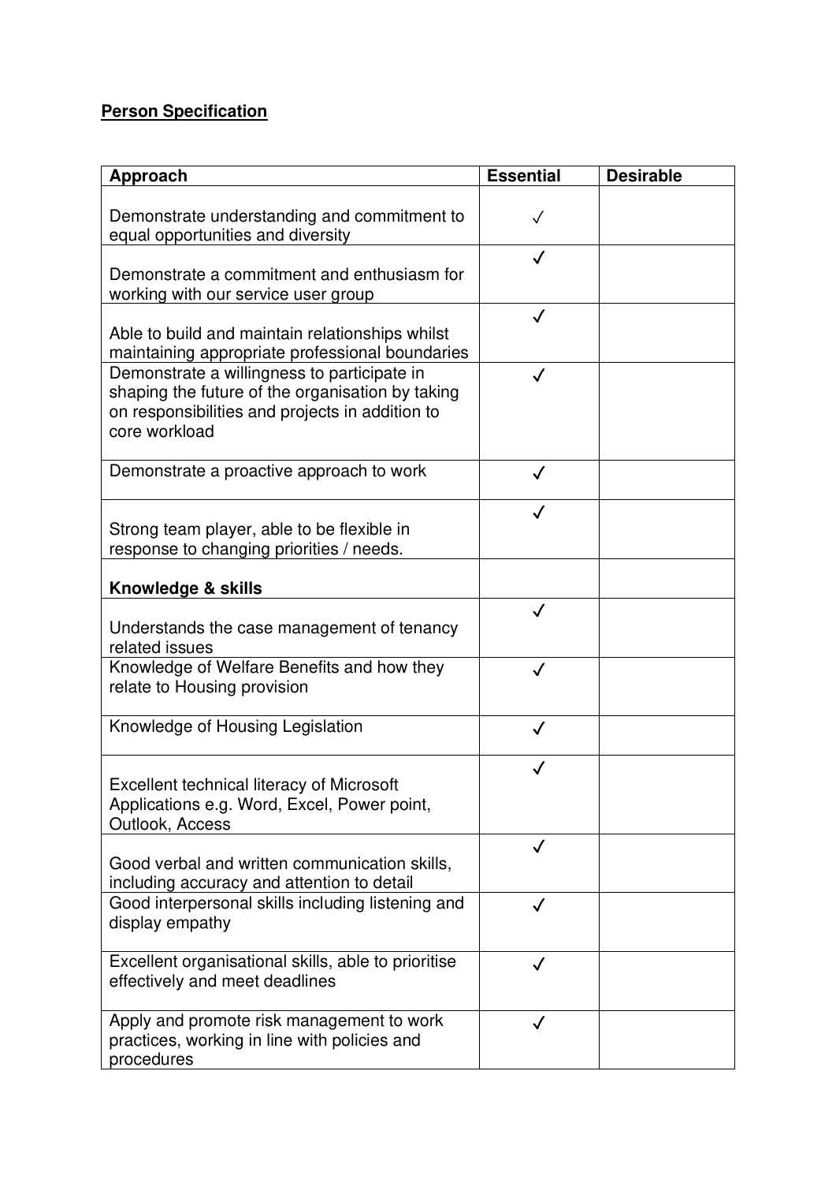**Person Specification**

| Approach | Essential | Desirable |
|---|---|---|
| Demonstrate understanding and commitment to equal opportunities and diversity | ✓ | |
| Demonstrate a commitment and enthusiasm for working with our service user group | ✓ | |
| Able to build and maintain relationships whilst maintaining appropriate professional boundaries | ✓ | |
| Demonstrate a willingness to participate in shaping the future of the organisation by taking on responsibilities and projects in addition to core workload | ✓ | |
| Demonstrate a proactive approach to work | ✓ | |
| Strong team player, able to be flexible in response to changing priorities / needs. | ✓ | |
| **Knowledge & skills** | | |
| Understands the case management of tenancy related issues | ✓ | |
| Knowledge of Welfare Benefits and how they relate to Housing provision | ✓ | |
| Knowledge of Housing Legislation | ✓ | |
| Excellent technical literacy of Microsoft Applications e.g. Word, Excel, Power point, Outlook, Access | ✓ | |
| Good verbal and written communication skills, including accuracy and attention to detail | ✓ | |
| Good interpersonal skills including listening and display empathy | ✓ | |
| Excellent organisational skills, able to prioritise effectively and meet deadlines | ✓ | |
| Apply and promote risk management to work practices, working in line with policies and procedures | ✓ | |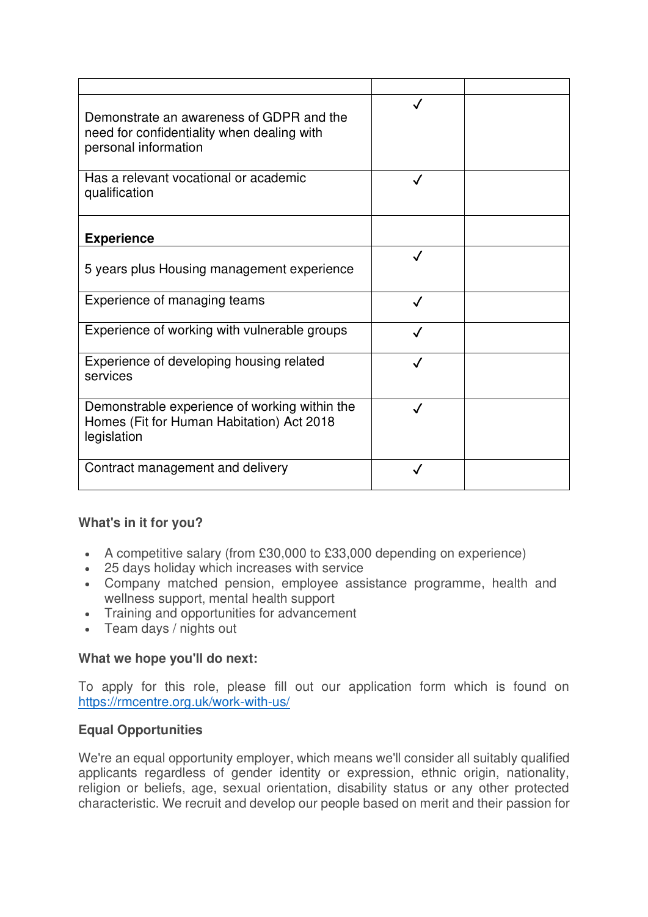| | | |
|---|---|---|
| Demonstrate an awareness of GDPR and the need for confidentiality when dealing with personal information | ✓ | |
| Has a relevant vocational or academic qualification | ✓ | |
| **Experience** | | |
| 5 years plus Housing management experience | ✓ | |
| Experience of managing teams | ✓ | |
| Experience of working with vulnerable groups | ✓ | |
| Experience of developing housing related services | ✓ | |
| Demonstrable experience of working within the Homes (Fit for Human Habitation) Act 2018 legislation | ✓ | |
| Contract management and delivery | ✓ | |

**What's in it for you?**

- A competitive salary (from £30,000 to £33,000 depending on experience)
- 25 days holiday which increases with service
- Company matched pension, employee assistance programme, health and wellness support, mental health support
- Training and opportunities for advancement
- Team days / nights out

**What we hope you'll do next:**

To apply for this role, please fill out our application form which is found on https://rmcentre.org.uk/work-with-us/

**Equal Opportunities**

We're an equal opportunity employer, which means we'll consider all suitably qualified applicants regardless of gender identity or expression, ethnic origin, nationality, religion or beliefs, age, sexual orientation, disability status or any other protected characteristic. We recruit and develop our people based on merit and their passion for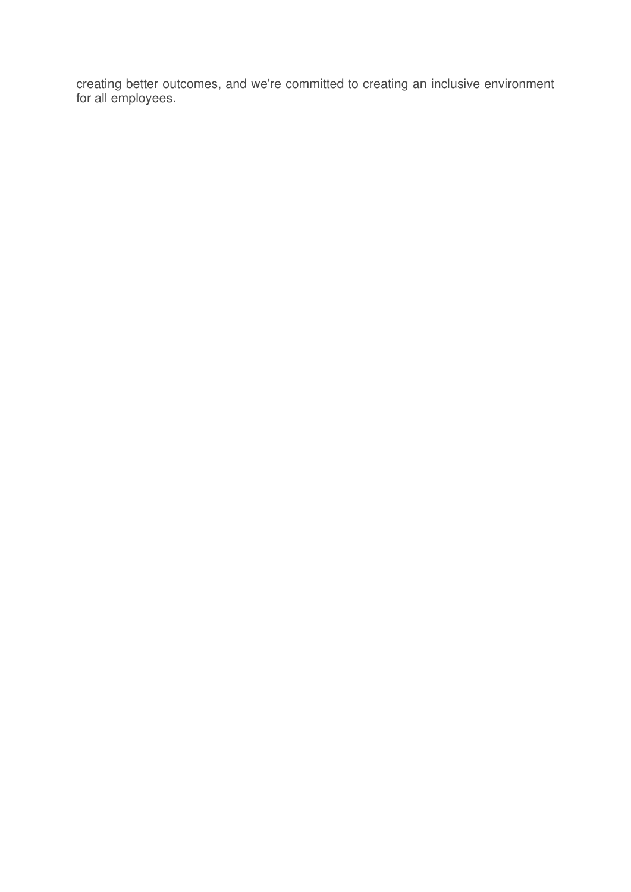creating better outcomes, and we're committed to creating an inclusive environment for all employees.